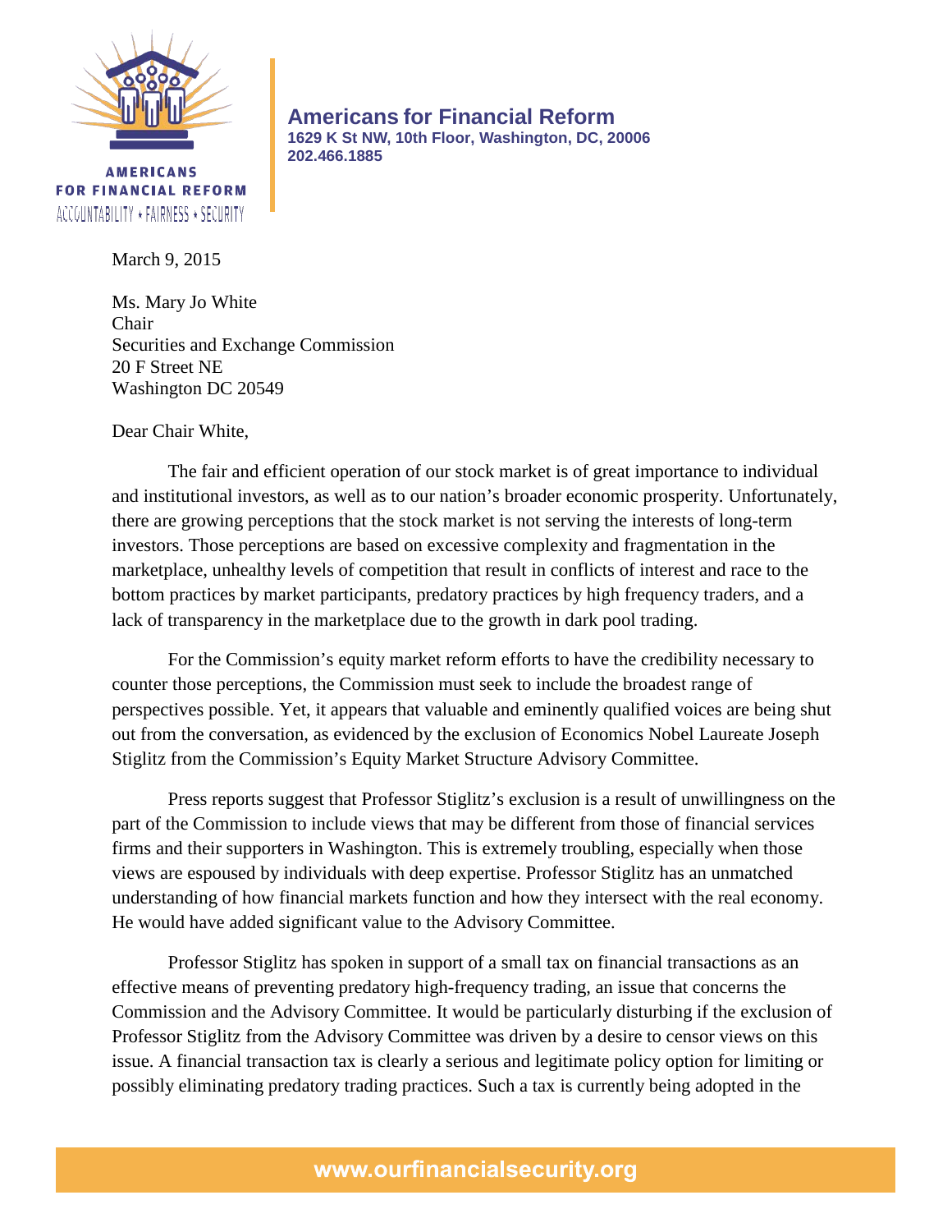**AMERICANS FOR FINANCIAL REFORM**
ACCOUNTABILITY ★ FAIRNESS ★ SECURITY

**Americans for Financial Reform**
**1629 K St NW, 10th Floor, Washington, DC, 20006**
**202.466.1885**

March 9, 2015

Ms. Mary Jo White
Chair
Securities and Exchange Commission
20 F Street NE
Washington DC 20549

Dear Chair White,

The fair and efficient operation of our stock market is of great importance to individual and institutional investors, as well as to our nation's broader economic prosperity. Unfortunately, there are growing perceptions that the stock market is not serving the interests of long-term investors. Those perceptions are based on excessive complexity and fragmentation in the marketplace, unhealthy levels of competition that result in conflicts of interest and race to the bottom practices by market participants, predatory practices by high frequency traders, and a lack of transparency in the marketplace due to the growth in dark pool trading.

For the Commission's equity market reform efforts to have the credibility necessary to counter those perceptions, the Commission must seek to include the broadest range of perspectives possible. Yet, it appears that valuable and eminently qualified voices are being shut out from the conversation, as evidenced by the exclusion of Economics Nobel Laureate Joseph Stiglitz from the Commission's Equity Market Structure Advisory Committee.

Press reports suggest that Professor Stiglitz's exclusion is a result of unwillingness on the part of the Commission to include views that may be different from those of financial services firms and their supporters in Washington. This is extremely troubling, especially when those views are espoused by individuals with deep expertise. Professor Stiglitz has an unmatched understanding of how financial markets function and how they intersect with the real economy. He would have added significant value to the Advisory Committee.

Professor Stiglitz has spoken in support of a small tax on financial transactions as an effective means of preventing predatory high-frequency trading, an issue that concerns the Commission and the Advisory Committee. It would be particularly disturbing if the exclusion of Professor Stiglitz from the Advisory Committee was driven by a desire to censor views on this issue. A financial transaction tax is clearly a serious and legitimate policy option for limiting or possibly eliminating predatory trading practices. Such a tax is currently being adopted in the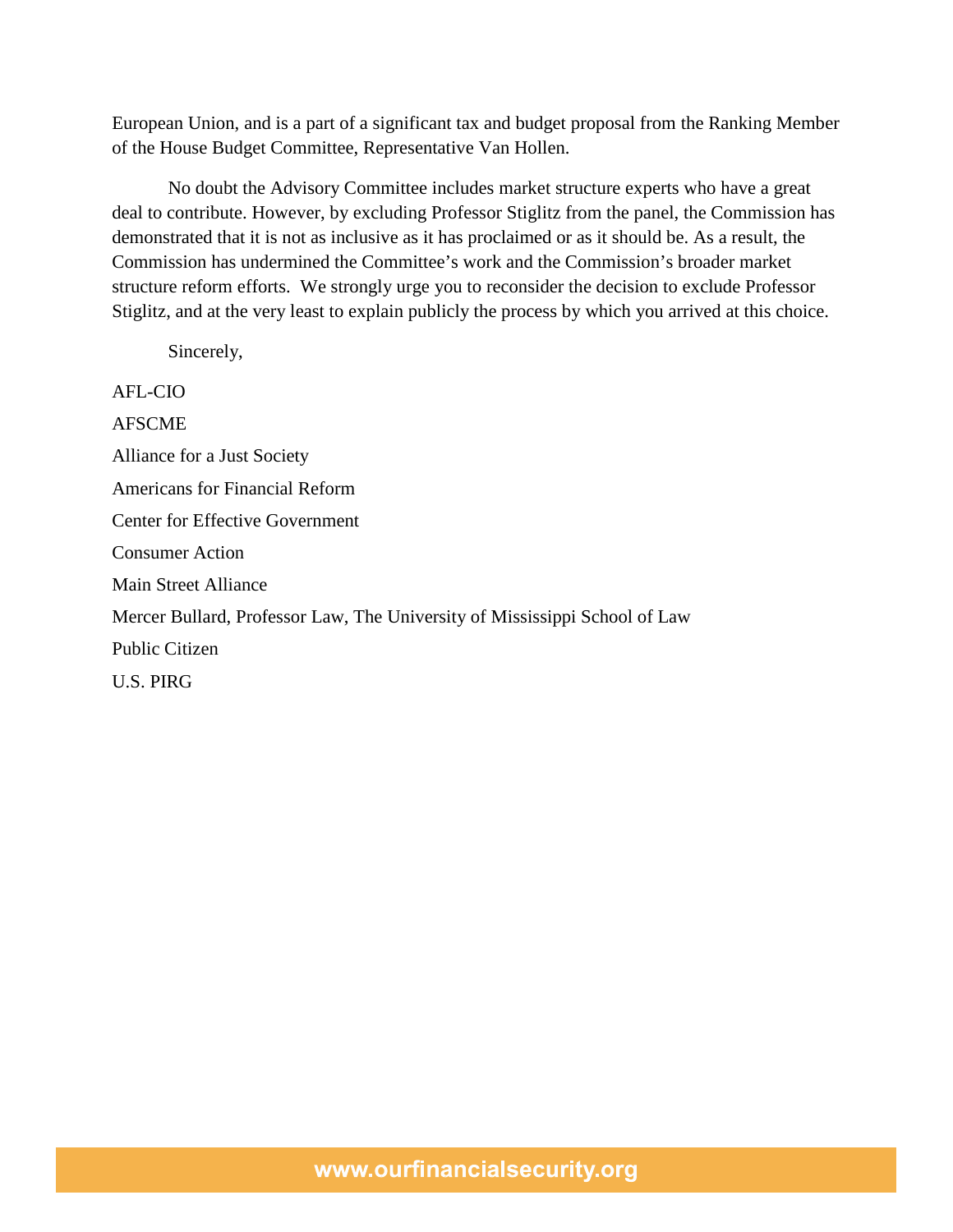European Union, and is a part of a significant tax and budget proposal from the Ranking Member of the House Budget Committee, Representative Van Hollen.

No doubt the Advisory Committee includes market structure experts who have a great deal to contribute. However, by excluding Professor Stiglitz from the panel, the Commission has demonstrated that it is not as inclusive as it has proclaimed or as it should be. As a result, the Commission has undermined the Committee's work and the Commission's broader market structure reform efforts. We strongly urge you to reconsider the decision to exclude Professor Stiglitz, and at the very least to explain publicly the process by which you arrived at this choice.

Sincerely,

AFL-CIO

AFSCME

Alliance for a Just Society

Americans for Financial Reform

Center for Effective Government

Consumer Action

Main Street Alliance

Mercer Bullard, Professor Law, The University of Mississippi School of Law

Public Citizen

U.S. PIRG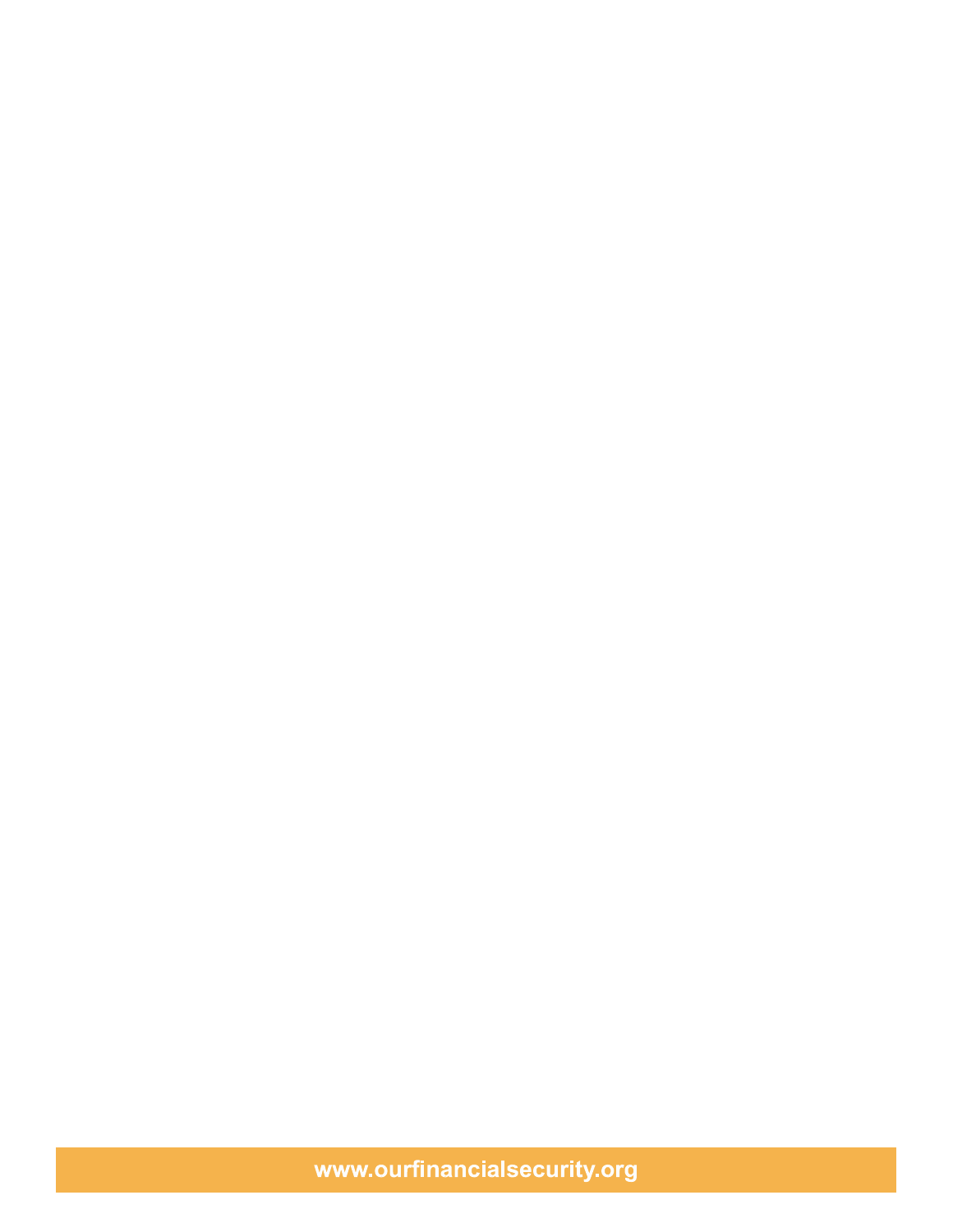www.ourfinancialsecurity.org